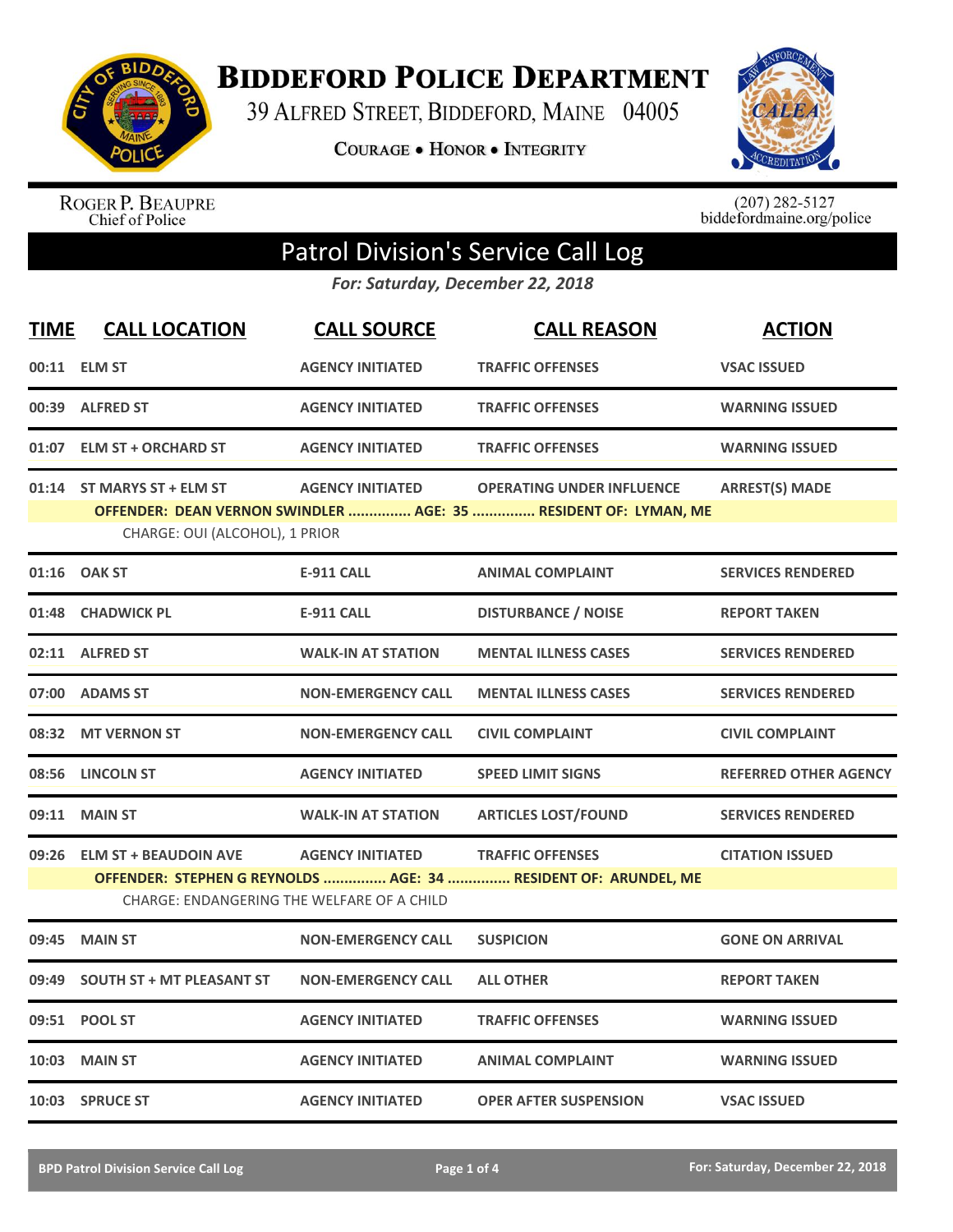# Biddeford Police Department

39 Alfred Street, Biddeford, Maine 04005

**Courage • Honor • Integrity**

Roger P. Beaupre
Chief of Police

(207) 282-5127
biddefordmaine.org/police

## Patrol Division's Service Call Log

***For: Saturday, December 22, 2018***

| TIME | CALL LOCATION | CALL SOURCE | CALL REASON | ACTION |
|---|---|---|---|---|
| 00:11 | ELM ST | AGENCY INITIATED | TRAFFIC OFFENSES | VSAC ISSUED |
| 00:39 | ALFRED ST | AGENCY INITIATED | TRAFFIC OFFENSES | WARNING ISSUED |
| 01:07 | ELM ST + ORCHARD ST | AGENCY INITIATED | TRAFFIC OFFENSES | WARNING ISSUED |
| 01:14 | ST MARYS ST + ELM ST | AGENCY INITIATED | OPERATING UNDER INFLUENCE | ARREST(S) MADE |
| | **OFFENDER: DEAN VERNON SWINDLER ............... AGE: 35 ............... RESIDENT OF: LYMAN, ME** | | | |
| | CHARGE: OUI (ALCOHOL), 1 PRIOR | | | |
| 01:16 | OAK ST | E-911 CALL | ANIMAL COMPLAINT | SERVICES RENDERED |
| 01:48 | CHADWICK PL | E-911 CALL | DISTURBANCE / NOISE | REPORT TAKEN |
| 02:11 | ALFRED ST | WALK-IN AT STATION | MENTAL ILLNESS CASES | SERVICES RENDERED |
| 07:00 | ADAMS ST | NON-EMERGENCY CALL | MENTAL ILLNESS CASES | SERVICES RENDERED |
| 08:32 | MT VERNON ST | NON-EMERGENCY CALL | CIVIL COMPLAINT | CIVIL COMPLAINT |
| 08:56 | LINCOLN ST | AGENCY INITIATED | SPEED LIMIT SIGNS | REFERRED OTHER AGENCY |
| 09:11 | MAIN ST | WALK-IN AT STATION | ARTICLES LOST/FOUND | SERVICES RENDERED |
| 09:26 | ELM ST + BEAUDOIN AVE | AGENCY INITIATED | TRAFFIC OFFENSES | CITATION ISSUED |
| | **OFFENDER: STEPHEN G REYNOLDS ............... AGE: 34 ............... RESIDENT OF: ARUNDEL, ME** | | | |
| | CHARGE: ENDANGERING THE WELFARE OF A CHILD | | | |
| 09:45 | MAIN ST | NON-EMERGENCY CALL | SUSPICION | GONE ON ARRIVAL |
| 09:49 | SOUTH ST + MT PLEASANT ST | NON-EMERGENCY CALL | ALL OTHER | REPORT TAKEN |
| 09:51 | POOL ST | AGENCY INITIATED | TRAFFIC OFFENSES | WARNING ISSUED |
| 10:03 | MAIN ST | AGENCY INITIATED | ANIMAL COMPLAINT | WARNING ISSUED |
| 10:03 | SPRUCE ST | AGENCY INITIATED | OPER AFTER SUSPENSION | VSAC ISSUED |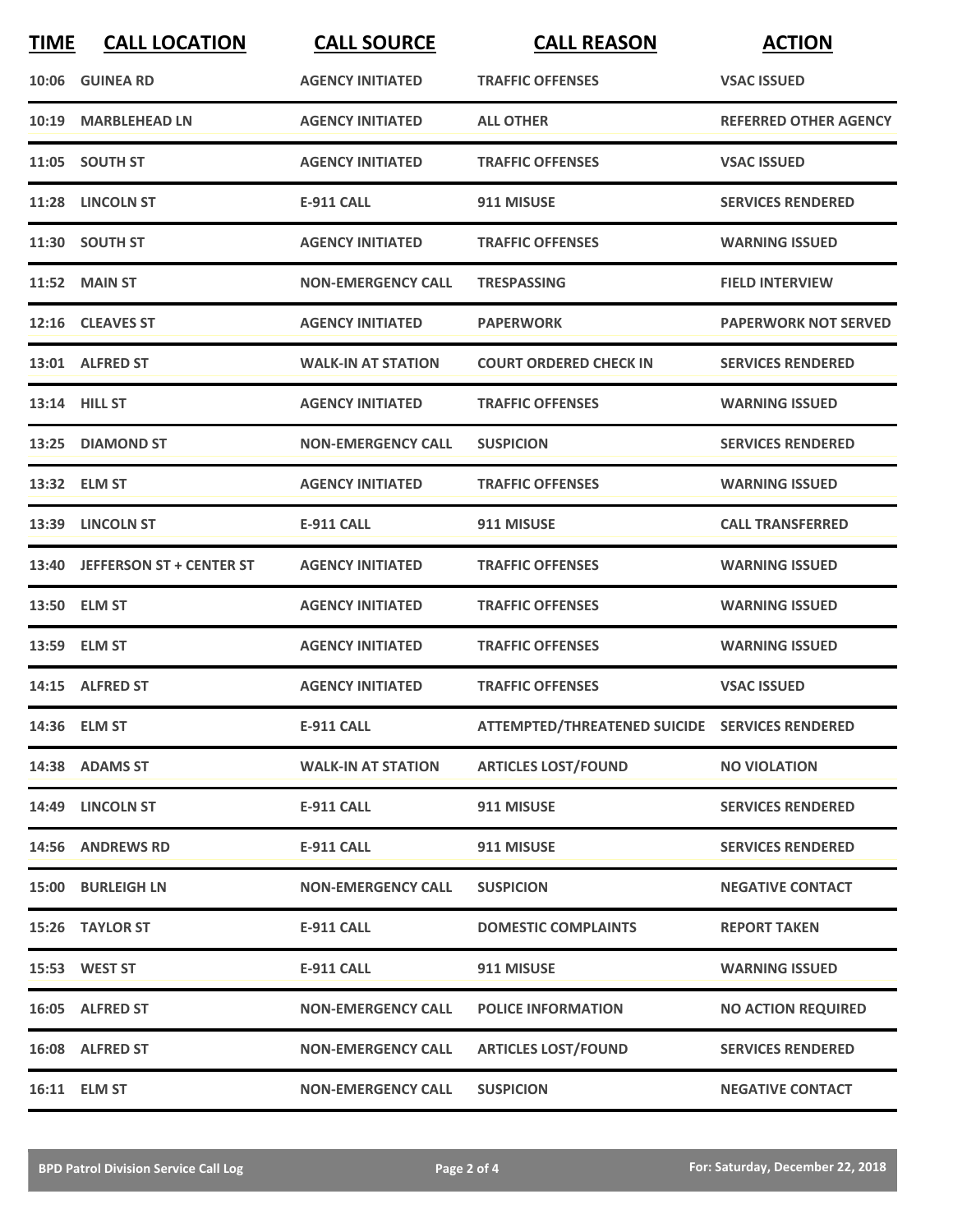| TIME | CALL LOCATION | CALL SOURCE | CALL REASON | ACTION |
| --- | --- | --- | --- | --- |
| 10:06 | GUINEA RD | AGENCY INITIATED | TRAFFIC OFFENSES | VSAC ISSUED |
| 10:19 | MARBLEHEAD LN | AGENCY INITIATED | ALL OTHER | REFERRED OTHER AGENCY |
| 11:05 | SOUTH ST | AGENCY INITIATED | TRAFFIC OFFENSES | VSAC ISSUED |
| 11:28 | LINCOLN ST | E-911 CALL | 911 MISUSE | SERVICES RENDERED |
| 11:30 | SOUTH ST | AGENCY INITIATED | TRAFFIC OFFENSES | WARNING ISSUED |
| 11:52 | MAIN ST | NON-EMERGENCY CALL | TRESPASSING | FIELD INTERVIEW |
| 12:16 | CLEAVES ST | AGENCY INITIATED | PAPERWORK | PAPERWORK NOT SERVED |
| 13:01 | ALFRED ST | WALK-IN AT STATION | COURT ORDERED CHECK IN | SERVICES RENDERED |
| 13:14 | HILL ST | AGENCY INITIATED | TRAFFIC OFFENSES | WARNING ISSUED |
| 13:25 | DIAMOND ST | NON-EMERGENCY CALL | SUSPICION | SERVICES RENDERED |
| 13:32 | ELM ST | AGENCY INITIATED | TRAFFIC OFFENSES | WARNING ISSUED |
| 13:39 | LINCOLN ST | E-911 CALL | 911 MISUSE | CALL TRANSFERRED |
| 13:40 | JEFFERSON ST + CENTER ST | AGENCY INITIATED | TRAFFIC OFFENSES | WARNING ISSUED |
| 13:50 | ELM ST | AGENCY INITIATED | TRAFFIC OFFENSES | WARNING ISSUED |
| 13:59 | ELM ST | AGENCY INITIATED | TRAFFIC OFFENSES | WARNING ISSUED |
| 14:15 | ALFRED ST | AGENCY INITIATED | TRAFFIC OFFENSES | VSAC ISSUED |
| 14:36 | ELM ST | E-911 CALL | ATTEMPTED/THREATENED SUICIDE | SERVICES RENDERED |
| 14:38 | ADAMS ST | WALK-IN AT STATION | ARTICLES LOST/FOUND | NO VIOLATION |
| 14:49 | LINCOLN ST | E-911 CALL | 911 MISUSE | SERVICES RENDERED |
| 14:56 | ANDREWS RD | E-911 CALL | 911 MISUSE | SERVICES RENDERED |
| 15:00 | BURLEIGH LN | NON-EMERGENCY CALL | SUSPICION | NEGATIVE CONTACT |
| 15:26 | TAYLOR ST | E-911 CALL | DOMESTIC COMPLAINTS | REPORT TAKEN |
| 15:53 | WEST ST | E-911 CALL | 911 MISUSE | WARNING ISSUED |
| 16:05 | ALFRED ST | NON-EMERGENCY CALL | POLICE INFORMATION | NO ACTION REQUIRED |
| 16:08 | ALFRED ST | NON-EMERGENCY CALL | ARTICLES LOST/FOUND | SERVICES RENDERED |
| 16:11 | ELM ST | NON-EMERGENCY CALL | SUSPICION | NEGATIVE CONTACT |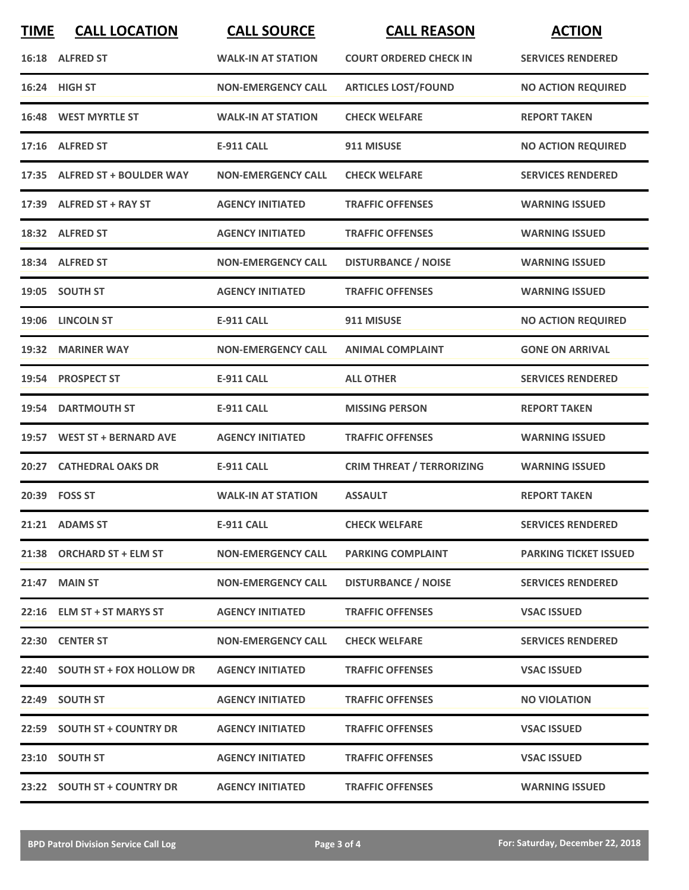| TIME | CALL LOCATION | CALL SOURCE | CALL REASON | ACTION |
|---|---|---|---|---|
| 16:18 | ALFRED ST | WALK-IN AT STATION | COURT ORDERED CHECK IN | SERVICES RENDERED |
| 16:24 | HIGH ST | NON-EMERGENCY CALL | ARTICLES LOST/FOUND | NO ACTION REQUIRED |
| 16:48 | WEST MYRTLE ST | WALK-IN AT STATION | CHECK WELFARE | REPORT TAKEN |
| 17:16 | ALFRED ST | E-911 CALL | 911 MISUSE | NO ACTION REQUIRED |
| 17:35 | ALFRED ST + BOULDER WAY | NON-EMERGENCY CALL | CHECK WELFARE | SERVICES RENDERED |
| 17:39 | ALFRED ST + RAY ST | AGENCY INITIATED | TRAFFIC OFFENSES | WARNING ISSUED |
| 18:32 | ALFRED ST | AGENCY INITIATED | TRAFFIC OFFENSES | WARNING ISSUED |
| 18:34 | ALFRED ST | NON-EMERGENCY CALL | DISTURBANCE / NOISE | WARNING ISSUED |
| 19:05 | SOUTH ST | AGENCY INITIATED | TRAFFIC OFFENSES | WARNING ISSUED |
| 19:06 | LINCOLN ST | E-911 CALL | 911 MISUSE | NO ACTION REQUIRED |
| 19:32 | MARINER WAY | NON-EMERGENCY CALL | ANIMAL COMPLAINT | GONE ON ARRIVAL |
| 19:54 | PROSPECT ST | E-911 CALL | ALL OTHER | SERVICES RENDERED |
| 19:54 | DARTMOUTH ST | E-911 CALL | MISSING PERSON | REPORT TAKEN |
| 19:57 | WEST ST + BERNARD AVE | AGENCY INITIATED | TRAFFIC OFFENSES | WARNING ISSUED |
| 20:27 | CATHEDRAL OAKS DR | E-911 CALL | CRIM THREAT / TERRORIZING | WARNING ISSUED |
| 20:39 | FOSS ST | WALK-IN AT STATION | ASSAULT | REPORT TAKEN |
| 21:21 | ADAMS ST | E-911 CALL | CHECK WELFARE | SERVICES RENDERED |
| 21:38 | ORCHARD ST + ELM ST | NON-EMERGENCY CALL | PARKING COMPLAINT | PARKING TICKET ISSUED |
| 21:47 | MAIN ST | NON-EMERGENCY CALL | DISTURBANCE / NOISE | SERVICES RENDERED |
| 22:16 | ELM ST + ST MARYS ST | AGENCY INITIATED | TRAFFIC OFFENSES | VSAC ISSUED |
| 22:30 | CENTER ST | NON-EMERGENCY CALL | CHECK WELFARE | SERVICES RENDERED |
| 22:40 | SOUTH ST + FOX HOLLOW DR | AGENCY INITIATED | TRAFFIC OFFENSES | VSAC ISSUED |
| 22:49 | SOUTH ST | AGENCY INITIATED | TRAFFIC OFFENSES | NO VIOLATION |
| 22:59 | SOUTH ST + COUNTRY DR | AGENCY INITIATED | TRAFFIC OFFENSES | VSAC ISSUED |
| 23:10 | SOUTH ST | AGENCY INITIATED | TRAFFIC OFFENSES | VSAC ISSUED |
| 23:22 | SOUTH ST + COUNTRY DR | AGENCY INITIATED | TRAFFIC OFFENSES | WARNING ISSUED |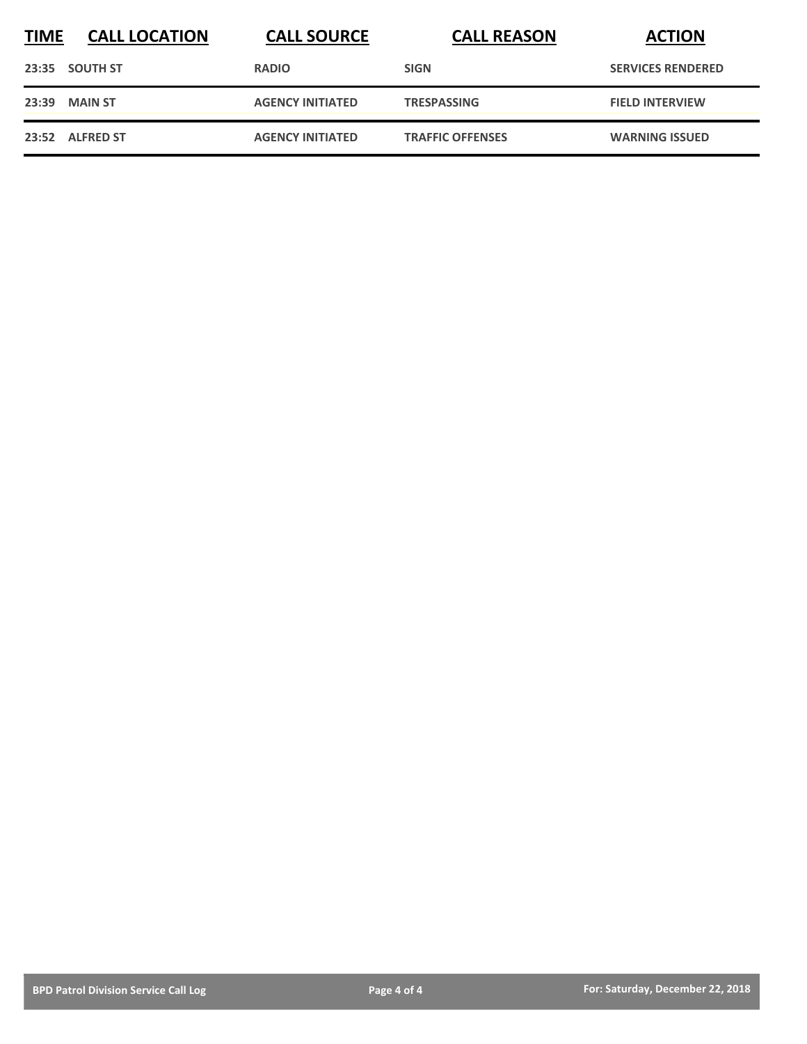| TIME | CALL LOCATION | CALL SOURCE | CALL REASON | ACTION |
|---|---|---|---|---|
| 23:35 | SOUTH ST | RADIO | SIGN | SERVICES RENDERED |
| 23:39 | MAIN ST | AGENCY INITIATED | TRESPASSING | FIELD INTERVIEW |
| 23:52 | ALFRED ST | AGENCY INITIATED | TRAFFIC OFFENSES | WARNING ISSUED |